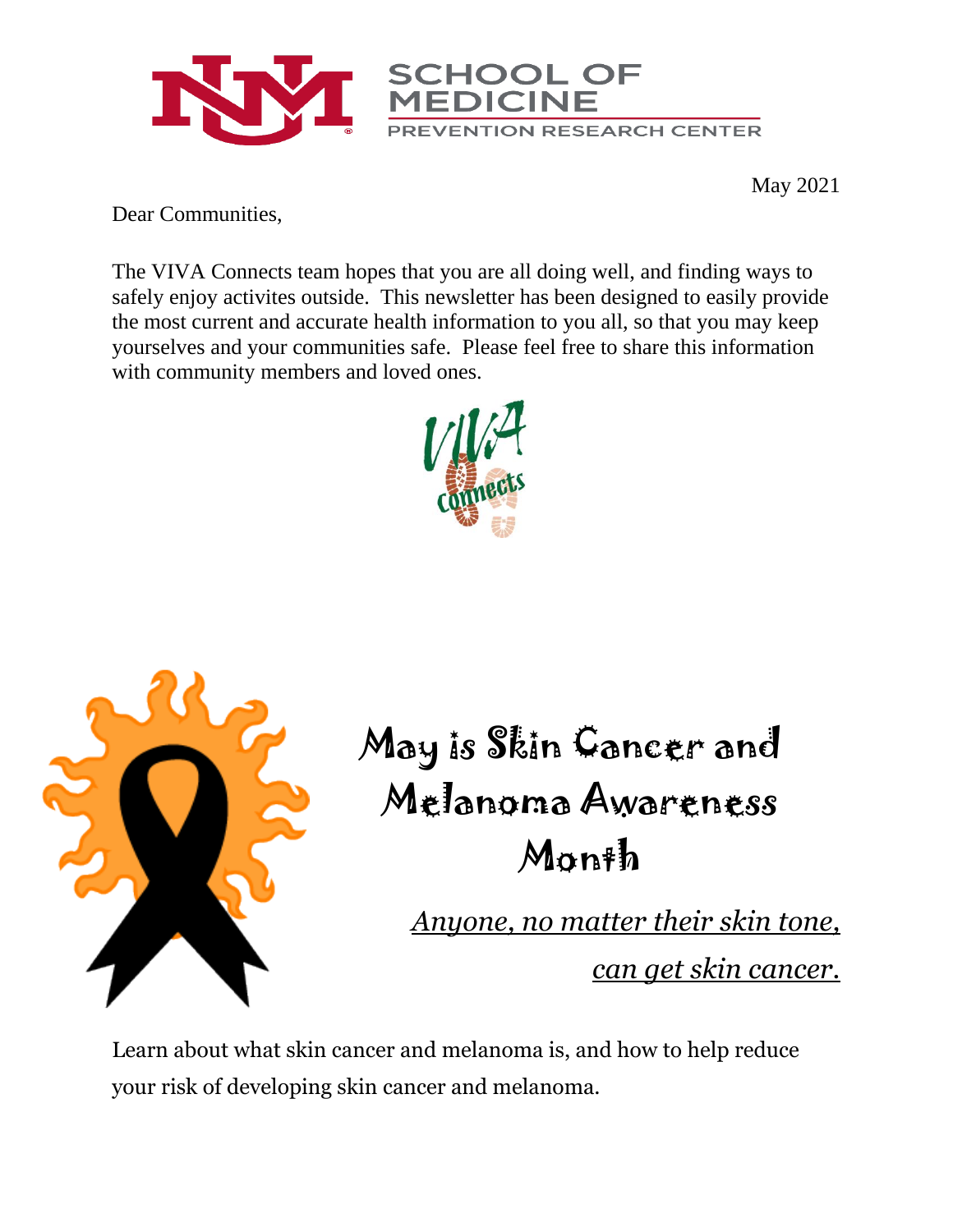SCHOOL OF MEDICINE
PREVENTION RESEARCH CENTER

May 2021

Dear Communities,

The VIVA Connects team hopes that you are all doing well, and finding ways to safely enjoy activites outside. This newsletter has been designed to easily provide the most current and accurate health information to you all, so that you may keep yourselves and your communities safe. Please feel free to share this information with community members and loved ones.

# May is Skin Cancer and Melanoma Awareness Month

*Anyone, no matter their skin tone, can get skin cancer.*

Learn about what skin cancer and melanoma is, and how to help reduce your risk of developing skin cancer and melanoma.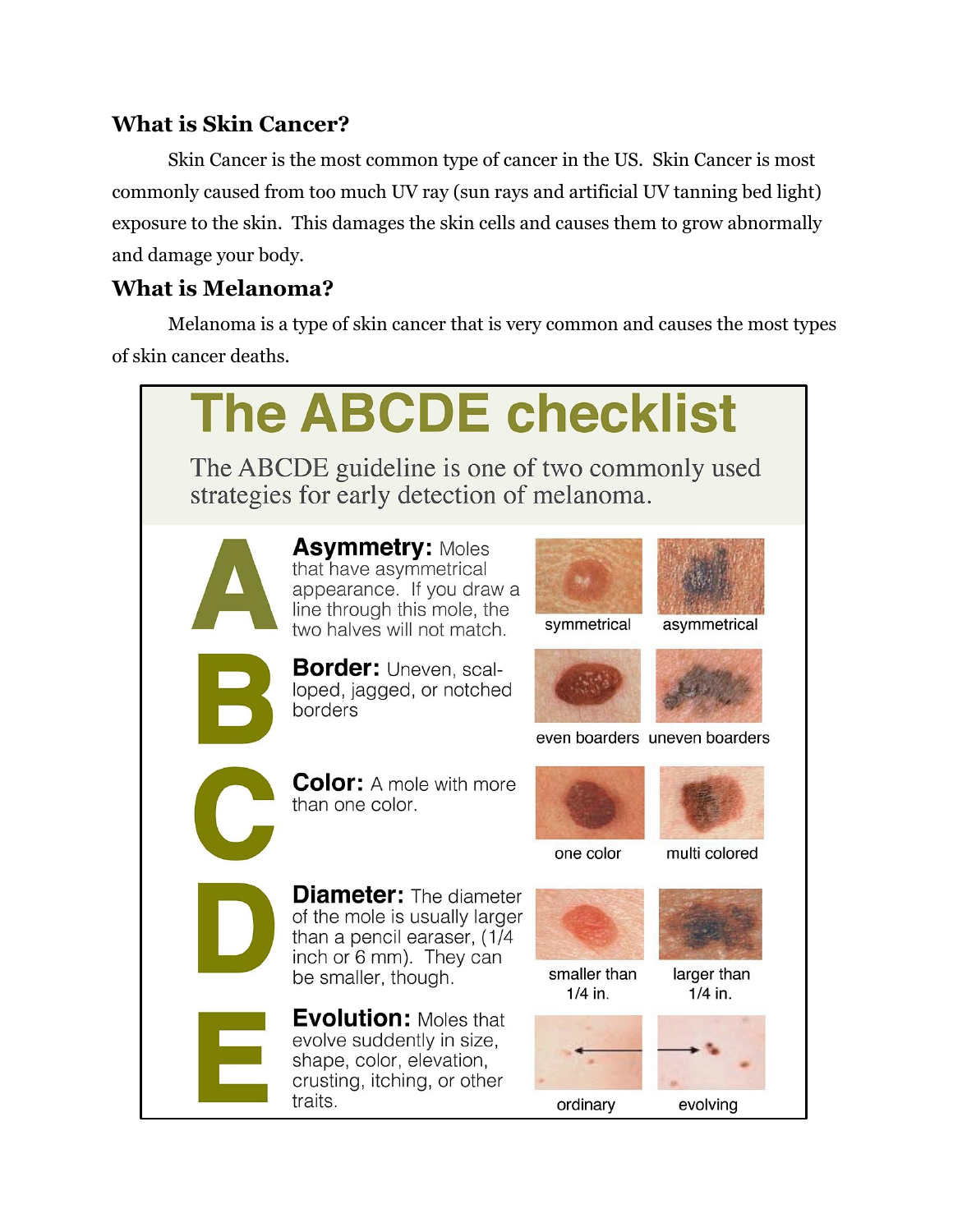## What is Skin Cancer?

Skin Cancer is the most common type of cancer in the US. Skin Cancer is most commonly caused from too much UV ray (sun rays and artificial UV tanning bed light) exposure to the skin. This damages the skin cells and causes them to grow abnormally and damage your body.

## What is Melanoma?

Melanoma is a type of skin cancer that is very common and causes the most types of skin cancer deaths.

# The ABCDE checklist

The ABCDE guideline is one of two commonly used strategies for early detection of melanoma.

**A** — **Asymmetry:** Moles that have asymmetrical appearance. If you draw a line through this mole, the two halves will not match.

symmetrical | asymmetrical

**B** — **Border:** Uneven, scalloped, jagged, or notched borders

even boarders | uneven boarders

**C** — **Color:** A mole with more than one color.

one color | multi colored

**D** — **Diameter:** The diameter of the mole is usually larger than a pencil earaser, (1/4 inch or 6 mm). They can be smaller, though.

smaller than 1/4 in. | larger than 1/4 in.

**E** — **Evolution:** Moles that evolve suddently in size, shape, color, elevation, crusting, itching, or other traits.

ordinary | evolving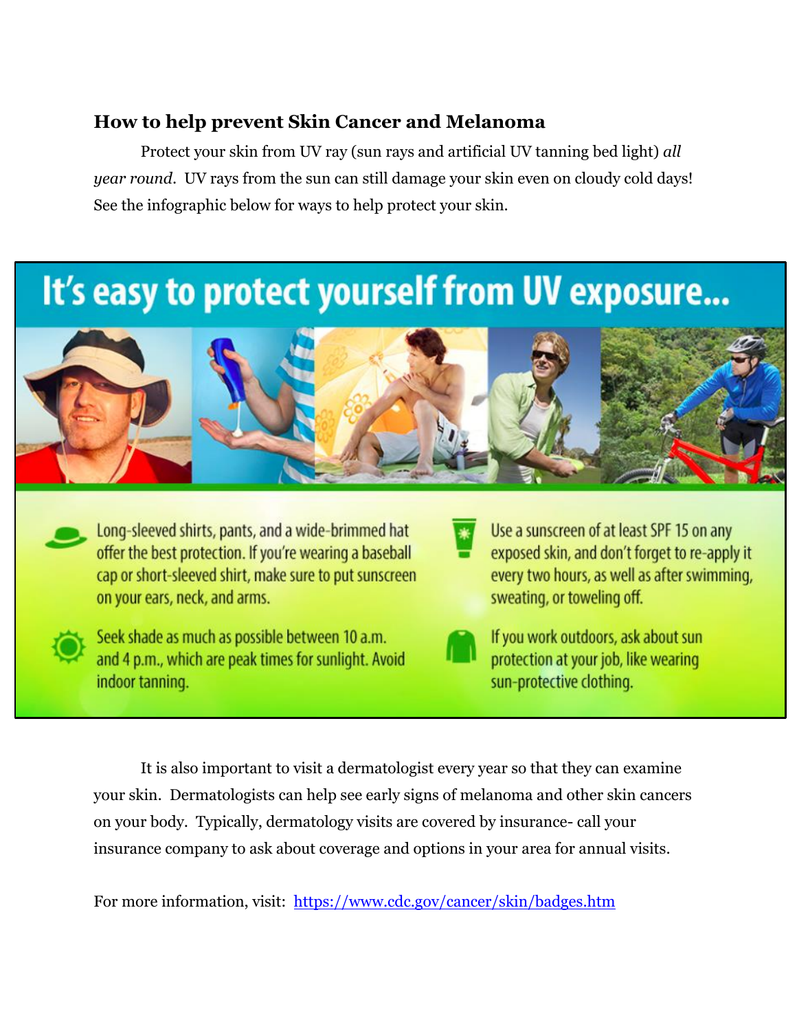### How to help prevent Skin Cancer and Melanoma

Protect your skin from UV ray (sun rays and artificial UV tanning bed light) *all year round*. UV rays from the sun can still damage your skin even on cloudy cold days! See the infographic below for ways to help protect your skin.

## It's easy to protect yourself from UV exposure...

- Long-sleeved shirts, pants, and a wide-brimmed hat offer the best protection. If you're wearing a baseball cap or short-sleeved shirt, make sure to put sunscreen on your ears, neck, and arms.
- Use a sunscreen of at least SPF 15 on any exposed skin, and don't forget to re-apply it every two hours, as well as after swimming, sweating, or toweling off.
- Seek shade as much as possible between 10 a.m. and 4 p.m., which are peak times for sunlight. Avoid indoor tanning.
- If you work outdoors, ask about sun protection at your job, like wearing sun-protective clothing.

It is also important to visit a dermatologist every year so that they can examine your skin. Dermatologists can help see early signs of melanoma and other skin cancers on your body. Typically, dermatology visits are covered by insurance- call your insurance company to ask about coverage and options in your area for annual visits.

For more information, visit: [https://www.cdc.gov/cancer/skin/badges.htm](https://www.cdc.gov/cancer/skin/badges.htm)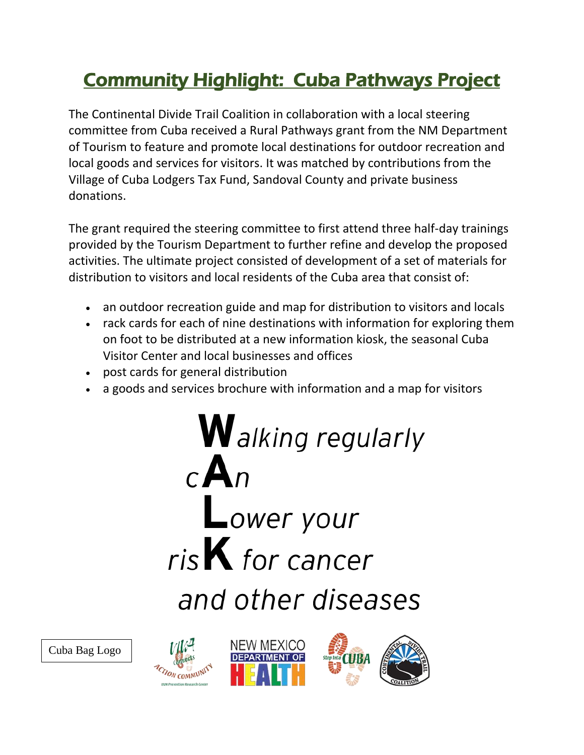## Community Highlight: Cuba Pathways Project

The Continental Divide Trail Coalition in collaboration with a local steering committee from Cuba received a Rural Pathways grant from the NM Department of Tourism to feature and promote local destinations for outdoor recreation and local goods and services for visitors. It was matched by contributions from the Village of Cuba Lodgers Tax Fund, Sandoval County and private business donations.

The grant required the steering committee to first attend three half-day trainings provided by the Tourism Department to further refine and develop the proposed activities. The ultimate project consisted of development of a set of materials for distribution to visitors and local residents of the Cuba area that consist of:

- an outdoor recreation guide and map for distribution to visitors and locals
- rack cards for each of nine destinations with information for exploring them on foot to be distributed at a new information kiosk, the seasonal Cuba Visitor Center and local businesses and offices
- post cards for general distribution
- a goods and services brochure with information and a map for visitors

**W***alking regularly*
*c***A***n*
**L***ower your*
*ris***K** *for cancer*
*and other diseases*

Cuba Bag Logo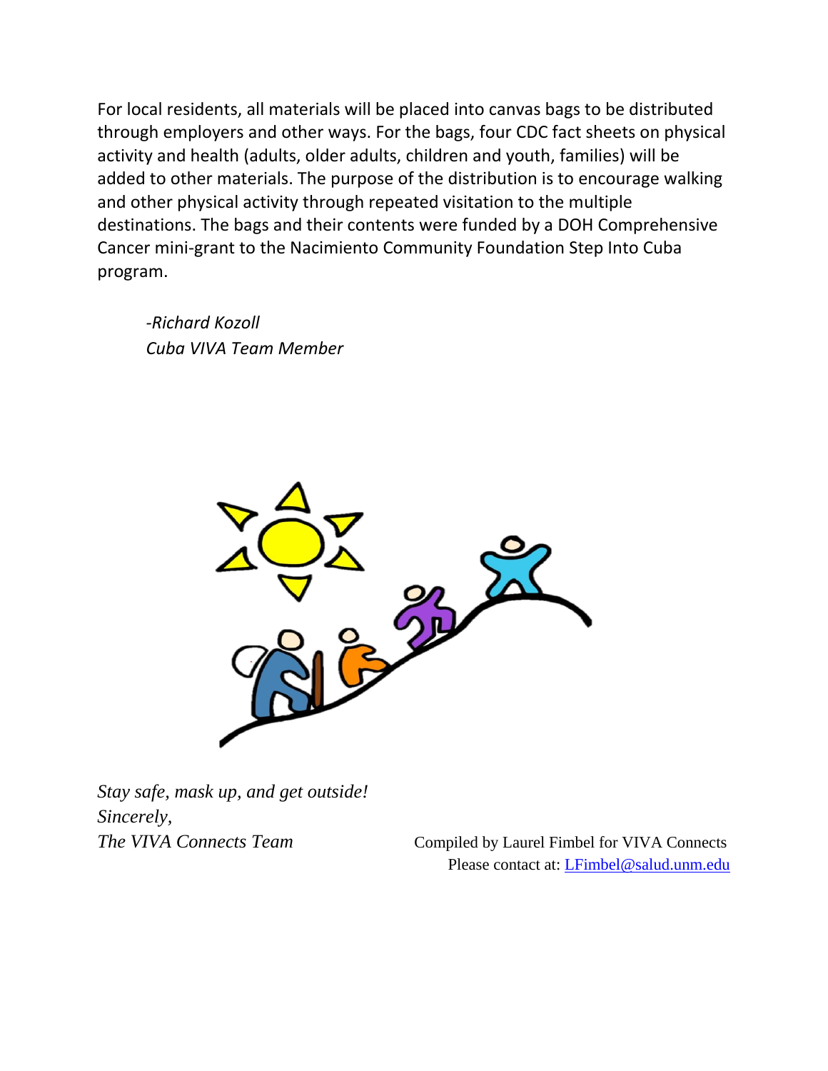For local residents, all materials will be placed into canvas bags to be distributed through employers and other ways. For the bags, four CDC fact sheets on physical activity and health (adults, older adults, children and youth, families) will be added to other materials. The purpose of the distribution is to encourage walking and other physical activity through repeated visitation to the multiple destinations. The bags and their contents were funded by a DOH Comprehensive Cancer mini-grant to the Nacimiento Community Foundation Step Into Cuba program.

*-Richard Kozoll*
*Cuba VIVA Team Member*

*Stay safe, mask up, and get outside!*
*Sincerely,*
*The VIVA Connects Team*

Compiled by Laurel Fimbel for VIVA Connects
Please contact at: LFimbel@salud.unm.edu